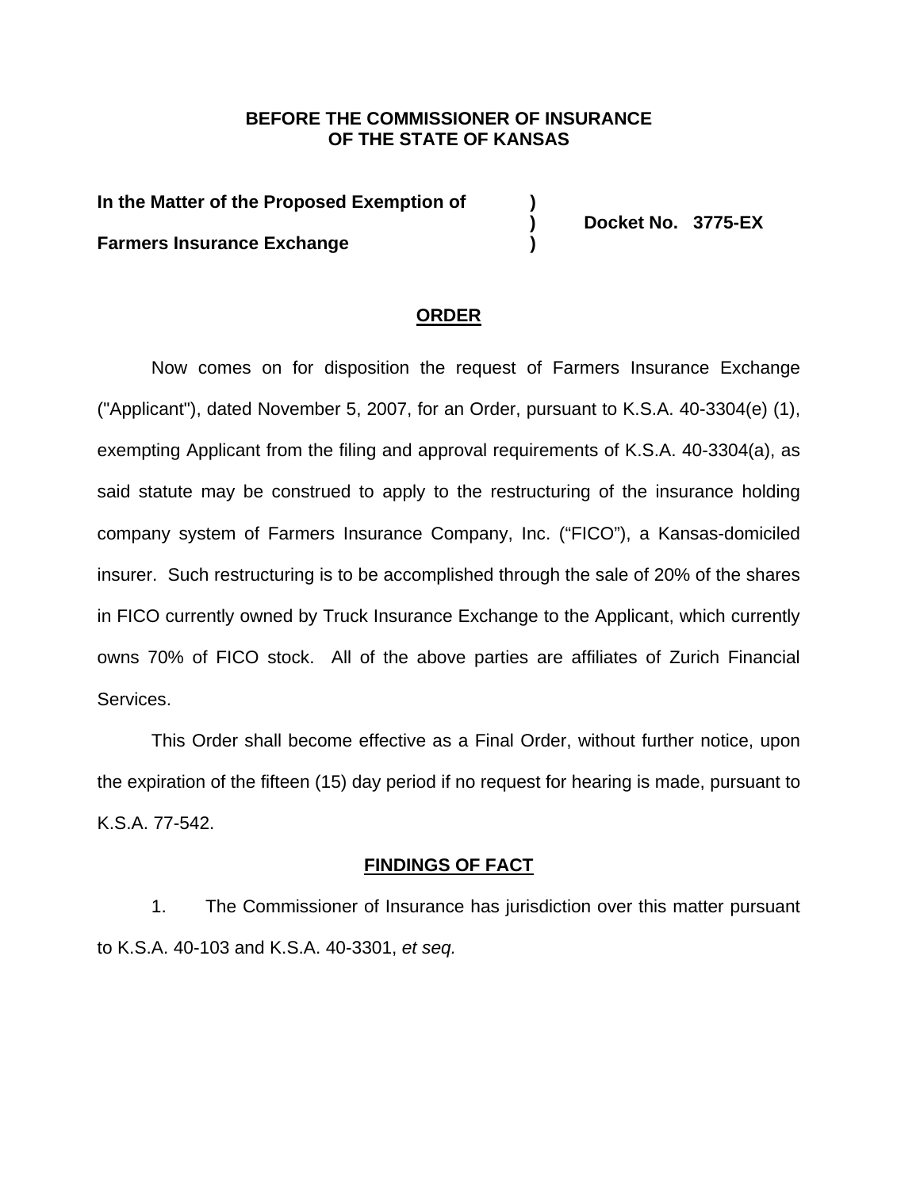**BEFORE THE COMMISSIONER OF INSURANCE**
**OF THE STATE OF KANSAS**

| | | |
|---|---|---|
| **In the Matter of the Proposed Exemption of** | **)** | |
| | **)** | **Docket No. 3775-EX** |
| **Farmers Insurance Exchange** | **)** | |

## ORDER

Now comes on for disposition the request of Farmers Insurance Exchange ("Applicant"), dated November 5, 2007, for an Order, pursuant to K.S.A. 40-3304(e) (1), exempting Applicant from the filing and approval requirements of K.S.A. 40-3304(a), as said statute may be construed to apply to the restructuring of the insurance holding company system of Farmers Insurance Company, Inc. ("FICO"), a Kansas-domiciled insurer. Such restructuring is to be accomplished through the sale of 20% of the shares in FICO currently owned by Truck Insurance Exchange to the Applicant, which currently owns 70% of FICO stock. All of the above parties are affiliates of Zurich Financial Services.

This Order shall become effective as a Final Order, without further notice, upon the expiration of the fifteen (15) day period if no request for hearing is made, pursuant to K.S.A. 77-542.

## FINDINGS OF FACT

1. The Commissioner of Insurance has jurisdiction over this matter pursuant to K.S.A. 40-103 and K.S.A. 40-3301, *et seq.*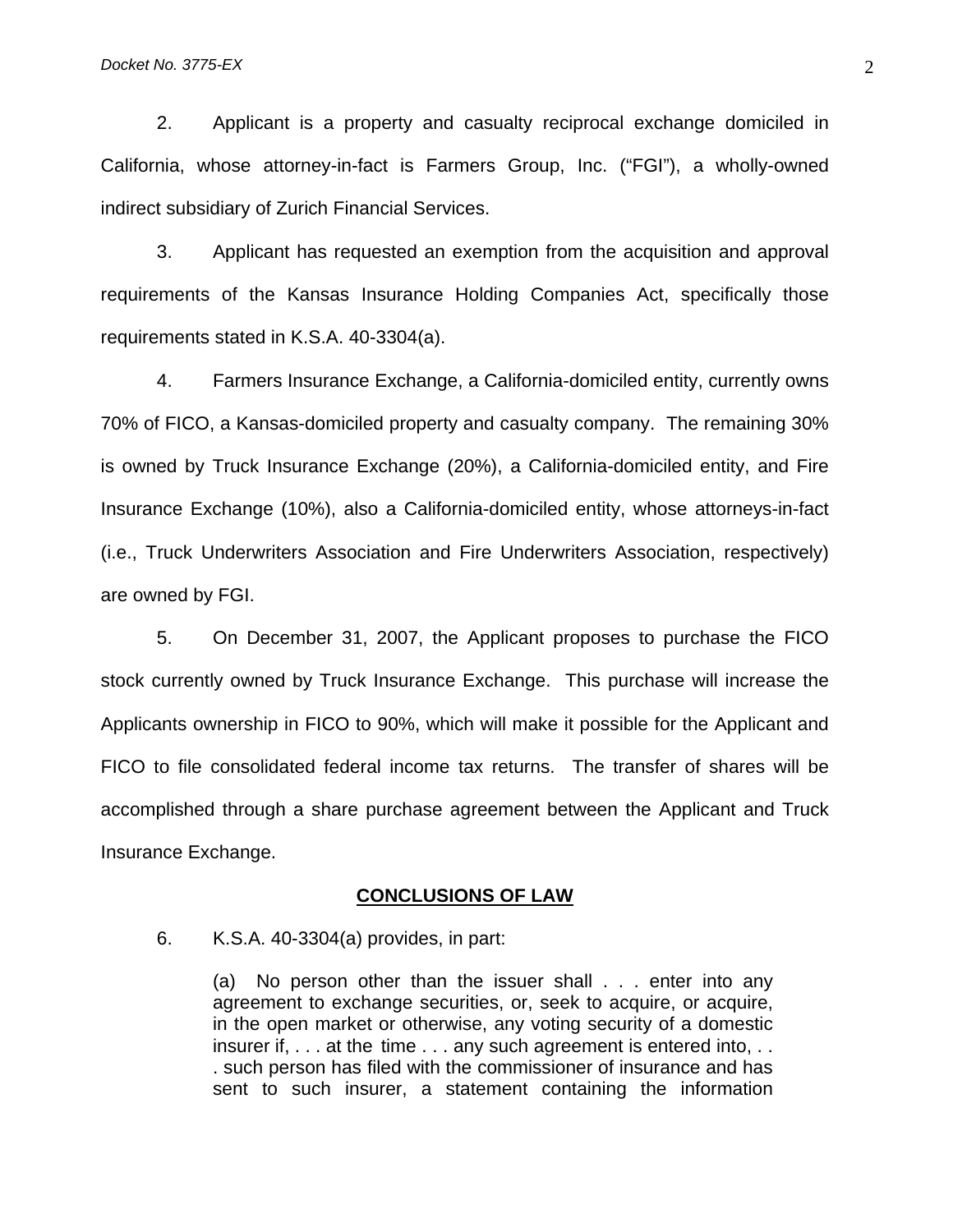2. Applicant is a property and casualty reciprocal exchange domiciled in California, whose attorney-in-fact is Farmers Group, Inc. ("FGI"), a wholly-owned indirect subsidiary of Zurich Financial Services.

3. Applicant has requested an exemption from the acquisition and approval requirements of the Kansas Insurance Holding Companies Act, specifically those requirements stated in K.S.A. 40-3304(a).

4. Farmers Insurance Exchange, a California-domiciled entity, currently owns 70% of FICO, a Kansas-domiciled property and casualty company. The remaining 30% is owned by Truck Insurance Exchange (20%), a California-domiciled entity, and Fire Insurance Exchange (10%), also a California-domiciled entity, whose attorneys-in-fact (i.e., Truck Underwriters Association and Fire Underwriters Association, respectively) are owned by FGI.

5. On December 31, 2007, the Applicant proposes to purchase the FICO stock currently owned by Truck Insurance Exchange. This purchase will increase the Applicants ownership in FICO to 90%, which will make it possible for the Applicant and FICO to file consolidated federal income tax returns. The transfer of shares will be accomplished through a share purchase agreement between the Applicant and Truck Insurance Exchange.

## CONCLUSIONS OF LAW

6. K.S.A. 40-3304(a) provides, in part:

> (a) No person other than the issuer shall . . . enter into any agreement to exchange securities, or, seek to acquire, or acquire, in the open market or otherwise, any voting security of a domestic insurer if, . . . at the time . . . any such agreement is entered into, . . . such person has filed with the commissioner of insurance and has sent to such insurer, a statement containing the information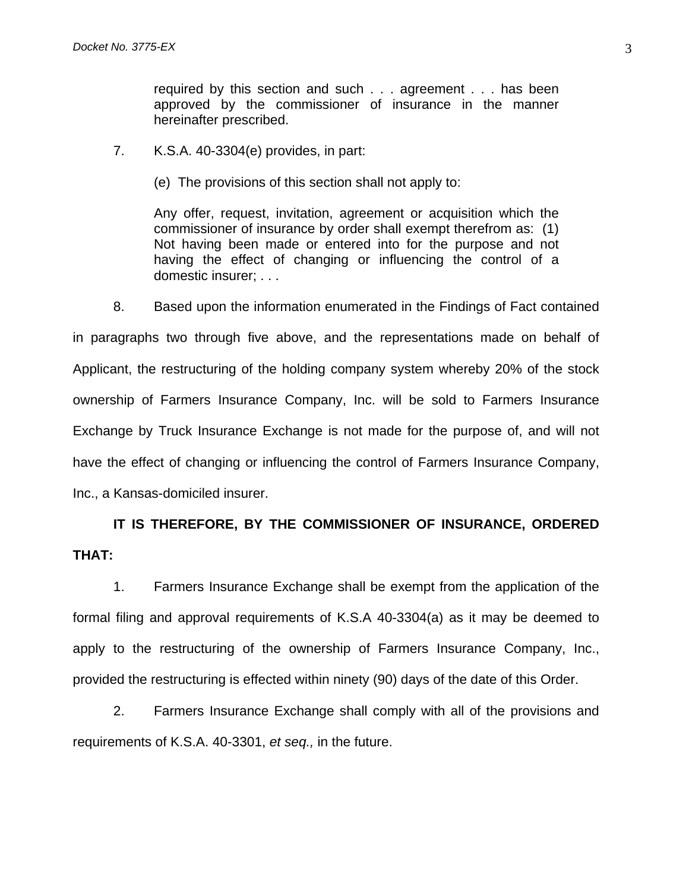> required by this section and such . . . agreement . . . has been approved by the commissioner of insurance in the manner hereinafter prescribed.

7. K.S.A. 40-3304(e) provides, in part:

> (e) The provisions of this section shall not apply to:
>
> Any offer, request, invitation, agreement or acquisition which the commissioner of insurance by order shall exempt therefrom as: (1) Not having been made or entered into for the purpose and not having the effect of changing or influencing the control of a domestic insurer; . . .

8. Based upon the information enumerated in the Findings of Fact contained in paragraphs two through five above, and the representations made on behalf of Applicant, the restructuring of the holding company system whereby 20% of the stock ownership of Farmers Insurance Company, Inc. will be sold to Farmers Insurance Exchange by Truck Insurance Exchange is not made for the purpose of, and will not have the effect of changing or influencing the control of Farmers Insurance Company, Inc., a Kansas-domiciled insurer.

**IT IS THEREFORE, BY THE COMMISSIONER OF INSURANCE, ORDERED THAT:**

1. Farmers Insurance Exchange shall be exempt from the application of the formal filing and approval requirements of K.S.A 40-3304(a) as it may be deemed to apply to the restructuring of the ownership of Farmers Insurance Company, Inc., provided the restructuring is effected within ninety (90) days of the date of this Order.

2. Farmers Insurance Exchange shall comply with all of the provisions and requirements of K.S.A. 40-3301, *et seq.,* in the future.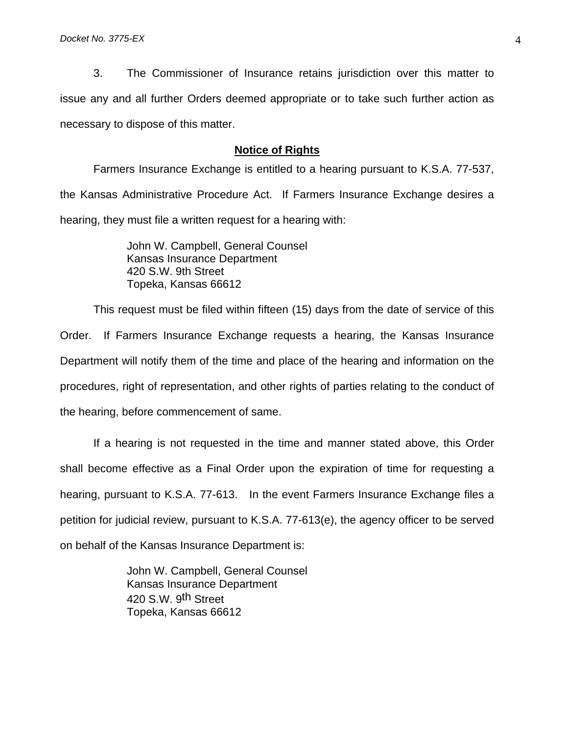3. The Commissioner of Insurance retains jurisdiction over this matter to issue any and all further Orders deemed appropriate or to take such further action as necessary to dispose of this matter.

## **Notice of Rights**

Farmers Insurance Exchange is entitled to a hearing pursuant to K.S.A. 77-537, the Kansas Administrative Procedure Act. If Farmers Insurance Exchange desires a hearing, they must file a written request for a hearing with:

John W. Campbell, General Counsel
Kansas Insurance Department
420 S.W. 9th Street
Topeka, Kansas 66612

This request must be filed within fifteen (15) days from the date of service of this Order. If Farmers Insurance Exchange requests a hearing, the Kansas Insurance Department will notify them of the time and place of the hearing and information on the procedures, right of representation, and other rights of parties relating to the conduct of the hearing, before commencement of same.

If a hearing is not requested in the time and manner stated above, this Order shall become effective as a Final Order upon the expiration of time for requesting a hearing, pursuant to K.S.A. 77-613. In the event Farmers Insurance Exchange files a petition for judicial review, pursuant to K.S.A. 77-613(e), the agency officer to be served on behalf of the Kansas Insurance Department is:

John W. Campbell, General Counsel
Kansas Insurance Department
420 S.W. 9th Street
Topeka, Kansas 66612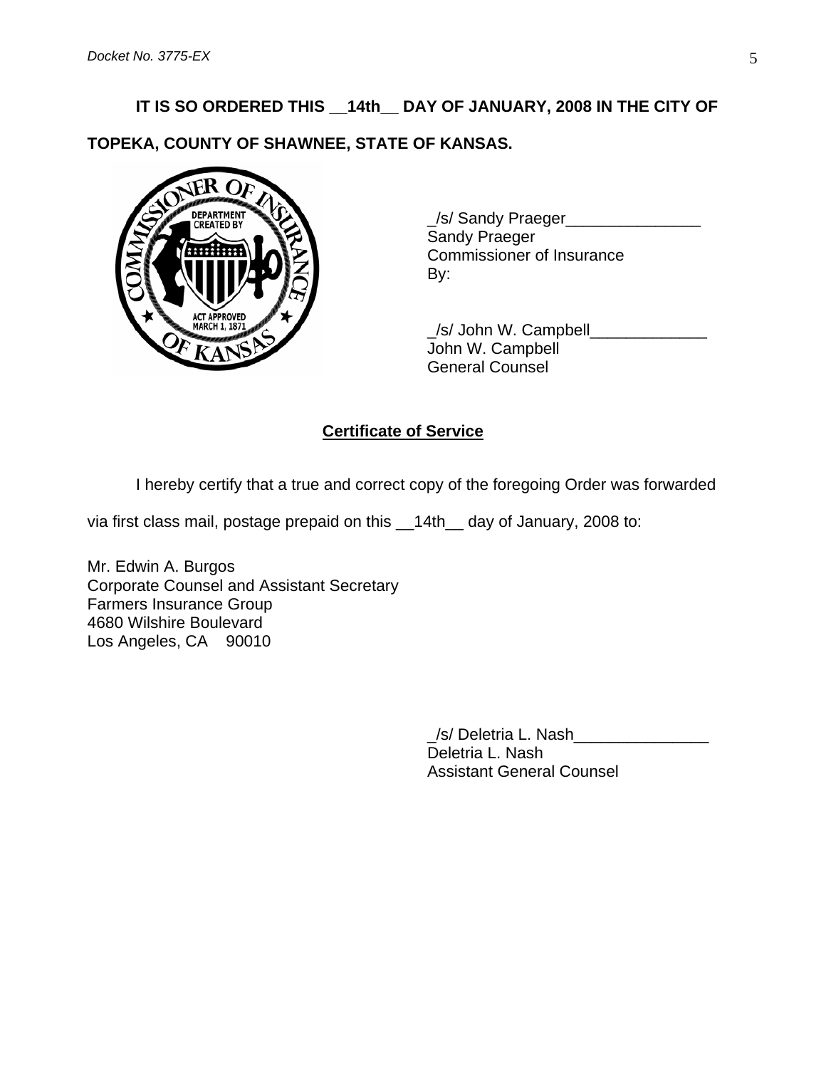**IT IS SO ORDERED THIS __14th__ DAY OF JANUARY, 2008 IN THE CITY OF TOPEKA, COUNTY OF SHAWNEE, STATE OF KANSAS.**

_/s/ Sandy Praeger_______________
Sandy Praeger
Commissioner of Insurance
By:

_/s/ John W. Campbell_____________
John W. Campbell
General Counsel

**Certificate of Service**

I hereby certify that a true and correct copy of the foregoing Order was forwarded via first class mail, postage prepaid on this __14th__ day of January, 2008 to:

Mr. Edwin A. Burgos
Corporate Counsel and Assistant Secretary
Farmers Insurance Group
4680 Wilshire Boulevard
Los Angeles, CA 90010

_/s/ Deletria L. Nash_______________
Deletria L. Nash
Assistant General Counsel